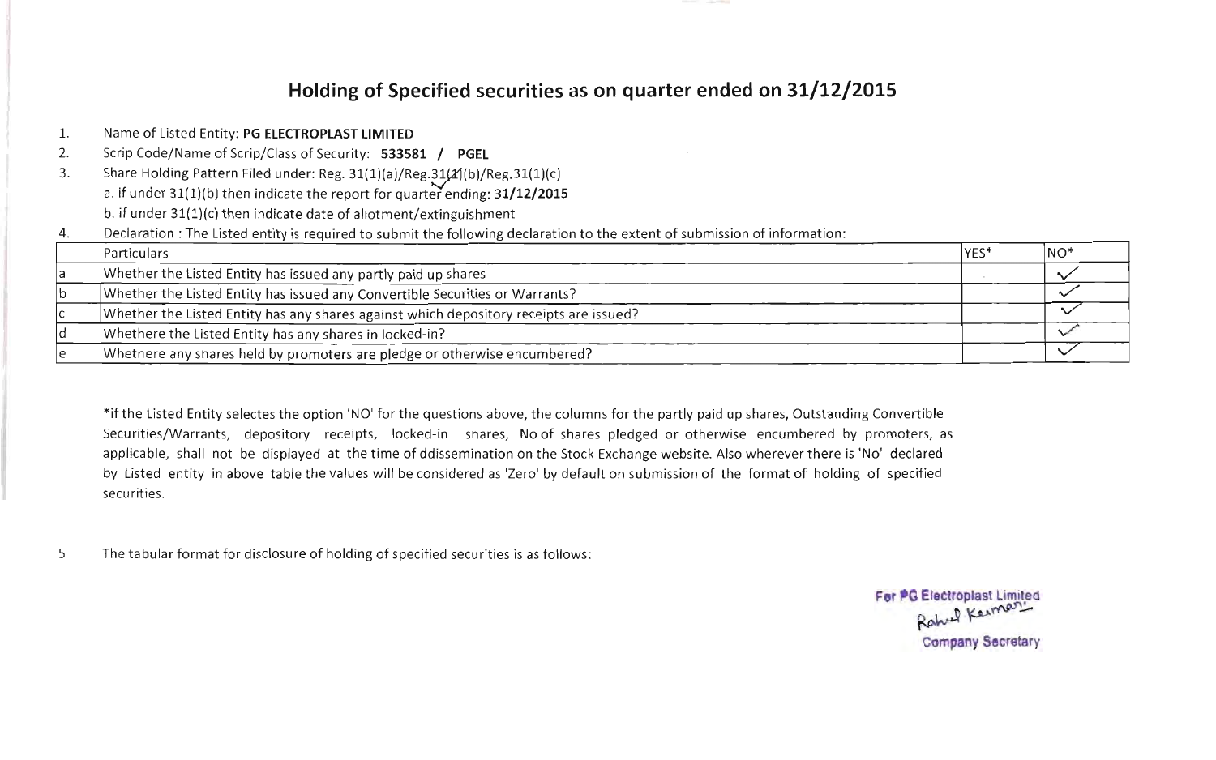# Holding of Specified securities as on quarter ended on 31/12/2015

1. Name of Listed Entity: **PG ELECTROPLAST LIMITED**
2. Scrip Code/Name of Scrip/Class of Security: **533581 / PGEL**
3. Share Holding Pattern Filed under: Reg. 31(1)(a)/Reg.31(1)(b)/Reg.31(1)(c)
   a. if under 31(1)(b) then indicate the report for quarter ending: **31/12/2015**
   b. if under 31(1)(c) then indicate date of allotment/extinguishment
4. Declaration : The Listed entity is required to submit the following declaration to the extent of submission of information:

| | Particulars | YES* | NO* |
|---|---|---|---|
| a | Whether the Listed Entity has issued any partly paid up shares | | ✓ |
| b | Whether the Listed Entity has issued any Convertible Securities or Warrants? | | ✓ |
| c | Whether the Listed Entity has any shares against which depository receipts are issued? | | ✓ |
| d | Whethere the Listed Entity has any shares in locked-in? | | ✓ |
| e | Whethere any shares held by promoters are pledge or otherwise encumbered? | | ✓ |

*if the Listed Entity selectes the option 'NO' for the questions above, the columns for the partly paid up shares, Outstanding Convertible Securities/Warrants, depository receipts, locked-in shares, No of shares pledged or otherwise encumbered by promoters, as applicable, shall not be displayed at the time of ddissemination on the Stock Exchange website. Also wherever there is 'No' declared by Listed entity in above table the values will be considered as 'Zero' by default on submission of the format of holding of specified securities.

5 The tabular format for disclosure of holding of specified securities is as follows:

For PG Electroplast Limited
Rahul Kumar
Company Secretary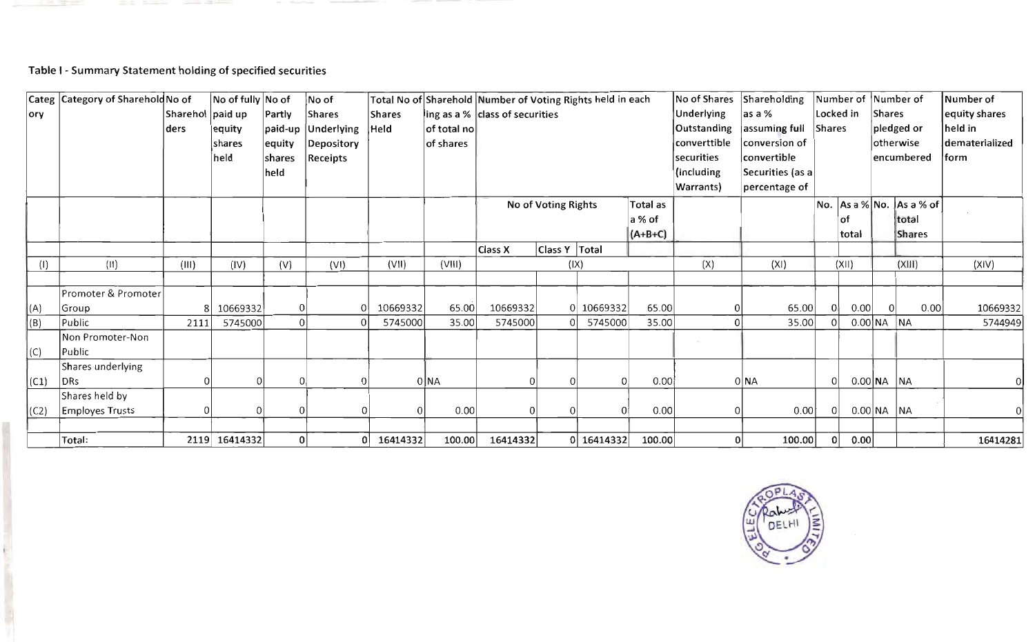### Table I - Summary Statement holding of specified securities

| Category | Category of Shareholder | No of Shareholders | No of fully paid up equity shares held | No of Partly paid-up equity shares held | No of Shares Underlying Depository Receipts | Total No of Shares Held | Shareholding as a % of total no of shares | Number of Voting Rights held in each class of securities | | | | No of Shares Underlying Outstanding converttible securities (including Warrants) | Shareholding as a % assuming full conversion of convertible Securities (as a percentage of | Number of Locked in Shares | | Number of Shares pledged or otherwise encumbered | | Number of equity shares held in dematerialized form |
|---|---|---|---|---|---|---|---|---|---|---|---|---|---|---|---|---|---|---|
| | | | | | | | | No of Voting Rights | | | Total as a % of (A+B+C) | | | No. | As a % of total | No. | As a % of total Shares | |
| | | | | | | | | Class X | Class Y | Total | | | | | | | | |
| (I) | (II) | (III) | (IV) | (V) | (VI) | (VII) | (VIII) | (IX) | | | | (X) | (XI) | (XII) | | (XIII) | | (XIV) |
| (A) | Promoter & Promoter Group | 8 | 10669332 | 0 | 0 | 10669332 | 65.00 | 10669332 | 0 | 10669332 | 65.00 | 0 | 65.00 | 0 | 0.00 | 0 | 0.00 | 10669332 |
| (B) | Public | 2111 | 5745000 | 0 | 0 | 5745000 | 35.00 | 5745000 | 0 | 5745000 | 35.00 | 0 | 35.00 | 0 | 0.00 | NA | NA | 5744949 |
| (C) | Non Promoter-Non Public | | | | | | | | | | | | | | | | | |
| (C1) | Shares underlying DRs | 0 | 0 | 0 | 0 | 0 | NA | 0 | 0 | 0 | 0.00 | 0 | NA | 0 | 0.00 | NA | NA | 0 |
| (C2) | Shares held by Employes Trusts | 0 | 0 | 0 | 0 | 0 | 0.00 | 0 | 0 | 0 | 0.00 | 0 | 0.00 | 0 | 0.00 | NA | NA | 0 |
| | Total: | 2119 | 16414332 | 0 | 0 | 16414332 | 100.00 | 16414332 | 0 | 16414332 | 100.00 | 0 | 100.00 | 0 | 0.00 | | | 16414281 |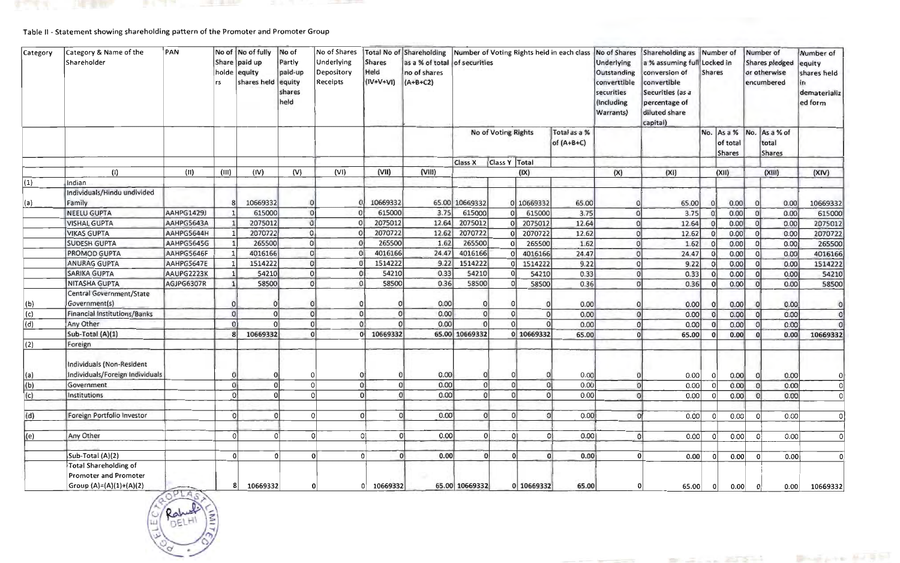Table II - Statement showing shareholding pattern of the Promoter and Promoter Group

| Category | Category & Name of the Shareholder | PAN | No of Share holders | No of fully paid up equity shares held | No of Partly paid-up equity shares held | No of Shares Underlying Depository Receipts | Total No of Shares Held (IV+V+VI) | Shareholding as a % of total no of shares (A+B+C2) | Number of Voting Rights held in each class of securities | | | | No of Shares Underlying Outstanding converttible securities (Including Warrants) | Shareholding as a % assuming full conversion of convertible Securities (as a percentage of diluted share capital) | Number of Locked in Shares | | Number of Shares pledged or otherwise encumbered | | Number of equity shares held in dematerialized form |
|---|---|---|---|---|---|---|---|---|---|---|---|---|---|---|---|---|---|---|---|
| | | | | | | | | | No of Voting Rights | | | Total as a % of (A+B+C) | | | No. | As a % of total Shares | No. | As a % of total Shares | |
| | | | | | | | | | Class X | Class Y | Total | | | | | | | | |
| | (I) | (II) | (III) | (IV) | (V) | (VI) | (VII) | (VIII) | (IX) | | | | (X) | (XI) | (XII) | | (XIII) | | (XIV) |
| (1) | Indian | | | | | | | | | | | | | | | | | | |
| (a) | Individuals/Hindu undivided Family | | 8 | 10669332 | 0 | 0 | 10669332 | 65.00 | 10669332 | 0 | 10669332 | 65.00 | 0 | 65.00 | 0 | 0.00 | 0 | 0.00 | 10669332 |
| | NEELU GUPTA | AAHPG1429J | 1 | 615000 | 0 | 0 | 615000 | 3.75 | 615000 | 0 | 615000 | 3.75 | 0 | 3.75 | 0 | 0.00 | 0 | 0.00 | 615000 |
| | VISHAL GUPTA | AAHPG5643A | 1 | 2075012 | 0 | 0 | 2075012 | 12.64 | 2075012 | 0 | 2075012 | 12.64 | 0 | 12.64 | 0 | 0.00 | 0 | 0.00 | 2075012 |
| | VIKAS GUPTA | AAHPG5644H | 1 | 2070722 | 0 | 0 | 2070722 | 12.62 | 2070722 | 0 | 2070722 | 12.62 | 0 | 12.62 | 0 | 0.00 | 0 | 0.00 | 2070722 |
| | SUDESH GUPTA | AAHPG5645G | 1 | 265500 | 0 | 0 | 265500 | 1.62 | 265500 | 0 | 265500 | 1.62 | 0 | 1.62 | 0 | 0.00 | 0 | 0.00 | 265500 |
| | PROMOD GUPTA | AAHPG5646F | 1 | 4016166 | 0 | 0 | 4016166 | 24.47 | 4016166 | 0 | 4016166 | 24.47 | 0 | 24.47 | 0 | 0.00 | 0 | 0.00 | 4016166 |
| | ANURAG GUPTA | AAHPG5647E | 1 | 1514222 | 0 | 0 | 1514222 | 9.22 | 1514222 | 0 | 1514222 | 9.22 | 0 | 9.22 | 0 | 0.00 | 0 | 0.00 | 1514222 |
| | SARIKA GUPTA | AAUPG2223K | 1 | 54210 | 0 | 0 | 54210 | 0.33 | 54210 | 0 | 54210 | 0.33 | 0 | 0.33 | 0 | 0.00 | 0 | 0.00 | 54210 |
| | NITASHA GUPTA | AGJPG6307R | 1 | 58500 | 0 | 0 | 58500 | 0.36 | 58500 | 0 | 58500 | 0.36 | 0 | 0.36 | 0 | 0.00 | 0 | 0.00 | 58500 |
| (b) | Central Government/State Government(s) | | 0 | 0 | 0 | 0 | 0 | 0.00 | 0 | 0 | 0 | 0.00 | 0 | 0.00 | 0 | 0.00 | 0 | 0.00 | 0 |
| (c) | Financial Institutions/Banks | | 0 | 0 | 0 | 0 | 0 | 0.00 | 0 | 0 | 0 | 0.00 | 0 | 0.00 | 0 | 0.00 | 0 | 0.00 | 0 |
| (d) | Any Other | | 0 | 0 | 0 | 0 | 0 | 0.00 | 0 | 0 | 0 | 0.00 | 0 | 0.00 | 0 | 0.00 | 0 | 0.00 | 0 |
| | Sub-Total (A)(1) | | 8 | 10669332 | 0 | 0 | 10669332 | 65.00 | 10669332 | 0 | 10669332 | 65.00 | 0 | 65.00 | 0 | 0.00 | 0 | 0.00 | 10669332 |
| (2) | Foreign | | | | | | | | | | | | | | | | | | |
| (a) | Individuals (Non-Resident Individuals/Foreign Individuals | | 0 | 0 | 0 | 0 | 0 | 0.00 | 0 | 0 | 0 | 0.00 | 0 | 0.00 | 0 | 0.00 | 0 | 0.00 | 0 |
| (b) | Government | | 0 | 0 | 0 | 0 | 0 | 0.00 | 0 | 0 | 0 | 0.00 | 0 | 0.00 | 0 | 0.00 | 0 | 0.00 | 0 |
| (c) | Institutions | | 0 | 0 | 0 | 0 | 0 | 0.00 | 0 | 0 | 0 | 0.00 | 0 | 0.00 | 0 | 0.00 | 0 | 0.00 | 0 |
| (d) | Foreign Portfolio Investor | | 0 | 0 | 0 | 0 | 0 | 0.00 | 0 | 0 | 0 | 0.00 | 0 | 0.00 | 0 | 0.00 | 0 | 0.00 | 0 |
| (e) | Any Other | | 0 | 0 | 0 | 0 | 0 | 0.00 | 0 | 0 | 0 | 0.00 | 0 | 0.00 | 0 | 0.00 | 0 | 0.00 | 0 |
| | Sub-Total (A)(2) | | 0 | 0 | 0 | 0 | 0 | 0.00 | 0 | 0 | 0 | 0.00 | 0 | 0.00 | 0 | 0.00 | 0 | 0.00 | 0 |
| | Total Shareholding of Promoter and Promoter Group (A)=(A)(1)+(A)(2) | | 8 | 10669332 | 0 | 0 | 10669332 | 65.00 | 10669332 | 0 | 10669332 | 65.00 | 0 | 65.00 | 0 | 0.00 | 0 | 0.00 | 10669332 |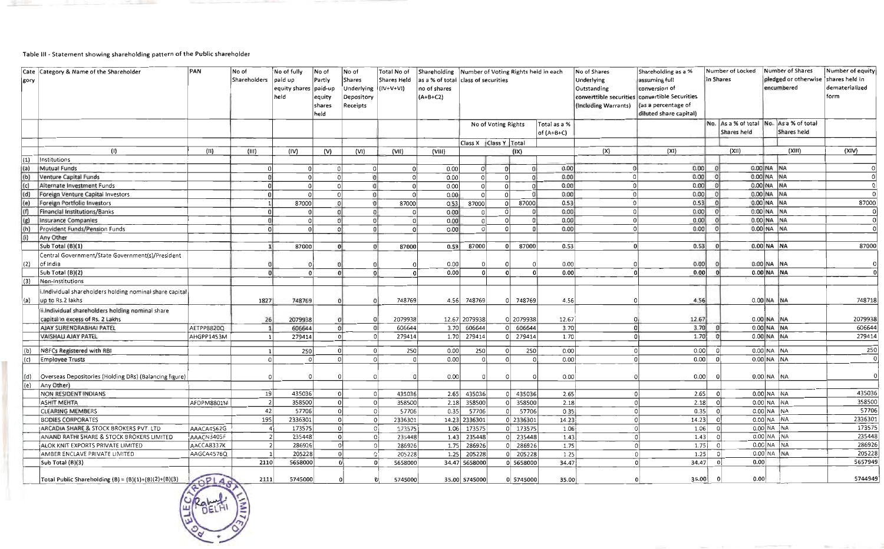Table III - Statement showing shareholding pattern of the Public shareholder

| Category | Category & Name of the Shareholder | PAN | No of Shareholders | No of fully paid up equity shares held | No of Partly paid-up equity shares held | No of Shares Underlying Depository Receipts | Total No of Shares Held (IV+V+VI) | Shareholding as a % of total no of shares (A+B+C2) | Number of Voting Rights held in each class of securities | | | | No of Shares Underlying Outstanding converttible securities (Including Warrants) | Shareholding as a % assuming full conversion of convertible Securities (as a percentage of diluted share capital) | Number of Locked in Shares | | Number of Shares pledged or otherwise encumbered | | Number of equity shares held in dematerialized form |
|---|---|---|---|---|---|---|---|---|---|---|---|---|---|---|---|---|---|---|---|
| | | | | | | | | | No of Voting Rights | | | Total as a % of (A+B+C) | | | No. | As a % of total Shares held | No. | As a % of total Shares held | |
| | | | | | | | | | Class X | Class Y | Total | | | | | | | | |
| | (I) | (II) | (III) | (IV) | (V) | (VI) | (VII) | (VIII) | | | (IX) | | (X) | (XI) | | (XII) | | (XIII) | (XIV) |
| (1) | Institutions | | | | | | | | | | | | | | | | | | |
| (a) | Mutual Funds | | 0 | 0 | 0 | 0 | 0 | 0.00 | 0 | 0 | 0 | 0.00 | 0 | 0.00 | 0 | 0.00 | NA | NA | 0 |
| (b) | Venture Capital Funds | | 0 | 0 | 0 | 0 | 0 | 0.00 | 0 | 0 | 0 | 0.00 | 0 | 0.00 | 0 | 0.00 | NA | NA | 0 |
| (c) | Alternate Investment Funds | | 0 | 0 | 0 | 0 | 0 | 0.00 | 0 | 0 | 0 | 0.00 | 0 | 0.00 | 0 | 0.00 | NA | NA | 0 |
| (d) | Foreign Venture Capital Investors | | 0 | 0 | 0 | 0 | 0 | 0.00 | 0 | 0 | 0 | 0.00 | 0 | 0.00 | 0 | 0.00 | NA | NA | 0 |
| (e) | Foreign Portfolio Investors | | 1 | 87000 | 0 | 0 | 87000 | 0.53 | 87000 | 0 | 87000 | 0.53 | 0 | 0.53 | 0 | 0.00 | NA | NA | 87000 |
| (f) | Financial Institutions/Banks | | 0 | 0 | 0 | 0 | 0 | 0.00 | 0 | 0 | 0 | 0.00 | 0 | 0.00 | 0 | 0.00 | NA | NA | 0 |
| (g) | Insurance Companies | | 0 | 0 | 0 | 0 | 0 | 0.00 | 0 | 0 | 0 | 0.00 | 0 | 0.00 | 0 | 0.00 | NA | NA | 0 |
| (h) | Provident Funds/Pension Funds | | 0 | 0 | 0 | 0 | 0 | 0.00 | 0 | 0 | 0 | 0.00 | 0 | 0.00 | 0 | 0.00 | NA | NA | 0 |
| (i) | Any Other | | | | | | | | | | | | | | | | | | |
| | Sub Total (B)(1) | | 1 | 87000 | 0 | 0 | 87000 | 0.53 | 87000 | 0 | 87000 | 0.53 | 0 | 0.53 | 0 | 0.00 | NA | NA | 87000 |
| (2) | Central Government/State Government(s)/President of India | | 0 | 0 | 0 | 0 | 0 | 0.00 | 0 | 0 | 0 | 0.00 | 0 | 0.00 | 0 | 0.00 | NA | NA | 0 |
| | Sub Total (B)(2) | | 0 | 0 | 0 | 0 | 0 | 0.00 | 0 | 0 | 0 | 0.00 | 0 | 0.00 | 0 | 0.00 | NA | NA | 0 |
| (3) | Non-institutions | | | | | | | | | | | | | | | | | | |
| (a) | i.Individual shareholders holding nominal share capital up to Rs.2 lakhs | | 1827 | 748769 | 0 | 0 | 748769 | 4.56 | 748769 | 0 | 748769 | 4.56 | 0 | 4.56 | | 0.00 | NA | NA | 748718 |
| | ii.Individual shareholders holding nominal share capital in excess of Rs. 2 Lakhs | | 26 | 2079938 | 0 | 0 | 2079938 | 12.67 | 2079938 | 0 | 2079938 | 12.67 | 0 | 12.67 | | 0.00 | NA | NA | 2079938 |
| | AJAY SURENDRABHAI PATEL | AETPP8820Q | 1 | 606644 | 0 | 0 | 606644 | 3.70 | 606644 | 0 | 606644 | 3.70 | 0 | 3.70 | 0 | 0.00 | NA | NA | 606644 |
| | VAISHALI AJAY PATEL | AHGPP1453M | 1 | 279414 | 0 | 0 | 279414 | 1.70 | 279414 | 0 | 279414 | 1.70 | 0 | 1.70 | 0 | 0.00 | NA | NA | 279414 |
| (b) | NBFCs Registered with RBI | | 1 | 250 | 0 | 0 | 250 | 0.00 | 250 | 0 | 250 | 0.00 | 0 | 0.00 | 0 | 0.00 | NA | NA | 250 |
| (c) | Employee Trusts | | 0 | 0 | 0 | 0 | 0 | 0.00 | 0 | 0 | 0 | 0.00 | 0 | 0.00 | 0 | 0.00 | NA | NA | 0 |
| (d) | Overseas Depositories (Holding DRs) (Balancing figure) | | 0 | 0 | 0 | 0 | 0 | 0.00 | 0 | 0 | 0 | 0.00 | 0 | 0.00 | 0 | 0.00 | NA | NA | 0 |
| (e) | Any Other) | | | | | | | | | | | | | | | | | | |
| | NON RESIDENT INDIANS | | 19 | 435036 | 0 | 0 | 435036 | 2.65 | 435036 | 0 | 435036 | 2.65 | 0 | 2.65 | 0 | 0.00 | NA | NA | 435036 |
| | ASHIT MEHTA | AFDPM8801M | 2 | 358500 | 0 | 0 | 358500 | 2.18 | 358500 | 0 | 358500 | 2.18 | 0 | 2.18 | 0 | 0.00 | NA | NA | 358500 |
| | CLEARING MEMBERS | | 42 | 57706 | 0 | 0 | 57706 | 0.35 | 57706 | 0 | 57706 | 0.35 | 0 | 0.35 | 0 | 0.00 | NA | NA | 57706 |
| | BODIES CORPORATES | | 195 | 2336301 | 0 | 0 | 2336301 | 14.23 | 2336301 | 0 | 2336301 | 14.23 | 0 | 14.23 | 0 | 0.00 | NA | NA | 2336301 |
| | ARCADIA SHARE & STOCK BROKERS PVT. LTD | AAACA4562G | 4 | 173575 | 0 | 0 | 173575 | 1.06 | 173575 | 0 | 173575 | 1.06 | 0 | 1.06 | 0 | 0.00 | NA | NA | 173575 |
| | ANAND RATHI SHARE & STOCK BROKERS LIMITED | AAACN3405F | 2 | 235448 | 0 | 0 | 235448 | 1.43 | 235448 | 0 | 235448 | 1.43 | 0 | 1.43 | 0 | 0.00 | NA | NA | 235448 |
| | ALOK KNIT EXPORTS PRIVATE LIMITED | AACCA8337K | 2 | 286926 | 0 | 0 | 286926 | 1.75 | 286926 | 0 | 286926 | 1.75 | 0 | 1.75 | 0 | 0.00 | NA | NA | 286926 |
| | AMBER ENCLAVE PRIVATE LIMITED | AAGCA4576Q | 1 | 205228 | 0 | 0 | 205228 | 1.25 | 205228 | 0 | 205228 | 1.25 | 0 | 1.25 | 0 | 0.00 | NA | NA | 205228 |
| | Sub Total (B)(3) | | 2110 | 5658000 | 0 | 0 | 5658000 | 34.47 | 5658000 | 0 | 5658000 | 34.47 | 0 | 34.47 | 0 | 0.00 | | | 5657949 |
| | Total Public Shareholding (B) = (B)(1)+(B)(2)+(B)(3) | | 2111 | 5745000 | 0 | 0 | 5745000 | 35.00 | 5745000 | 0 | 5745000 | 35.00 | 0 | 35.00 | 0 | 0.00 | | | 5744949 |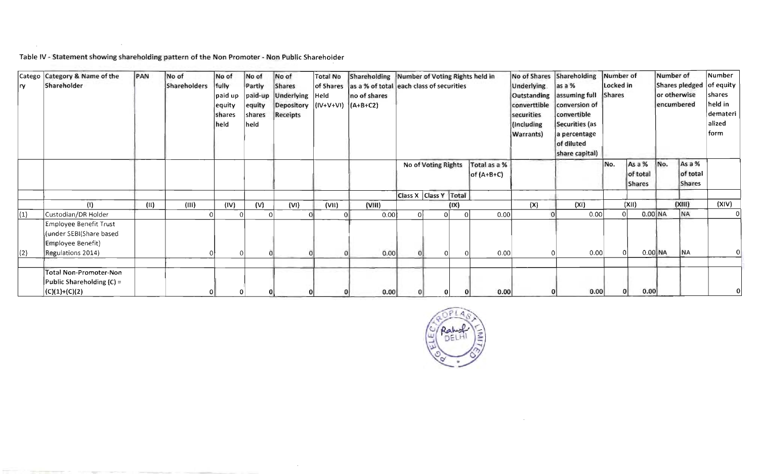Table IV - Statement showing shareholding pattern of the Non Promoter - Non Public Shareholder

| Category | Category & Name of the Shareholder | PAN | No of Shareholders | No of fully paid up equity shares held | No of Partly paid-up equity shares held | No of Shares Underlying Depository Receipts | Total No of Shares Held (IV+V+VI) | Shareholding as a % of total no of shares (A+B+C2) | Number of Voting Rights held in each class of securities | | | | No of Shares Underlying Outstanding converttible securities (Including Warrants) | Shareholding as a % assuming full conversion of convertible Securities (as a percentage of diluted share capital) | Number of Locked in Shares | | Number of Shares pledged or otherwise encumbered | | Number of equity shares held in dematerialized form |
|---|---|---|---|---|---|---|---|---|---|---|---|---|---|---|---|---|---|---|---|
| | | | | | | | | | No of Voting Rights | | | Total as a % of (A+B+C) | | | No. | As a % of total Shares | No. | As a % of total Shares | |
| | | | | | | | | | Class X | Class Y | Total | | | | | | | | |
| | (I) | (II) | (III) | (IV) | (V) | (VI) | (VII) | (VIII) | (IX) | | | | (X) | (XI) | (XII) | | (XIII) | | (XIV) |
| (1) | Custodian/DR Holder | | 0 | 0 | 0 | 0 | 0 | 0.00 | 0 | 0 | 0 | 0.00 | 0 | 0.00 | 0 | 0.00 | NA | NA | 0 |
| (2) | Employee Benefit Trust (under SEBI(Share based Employee Benefit) Regulations 2014) | | 0 | 0 | 0 | 0 | 0 | 0.00 | 0 | 0 | 0 | 0.00 | 0 | 0.00 | 0 | 0.00 | NA | NA | 0 |
| | | | | | | | | | | | | | | | | | | | |
| | Total Non-Promoter-Non Public Shareholding (C) = (C)(1)+(C)(2) | | 0 | 0 | 0 | 0 | 0 | 0.00 | 0 | 0 | 0 | 0.00 | 0 | 0.00 | 0 | 0.00 | | | 0 |

PG ELECTROPLAST LIMITED DELHI